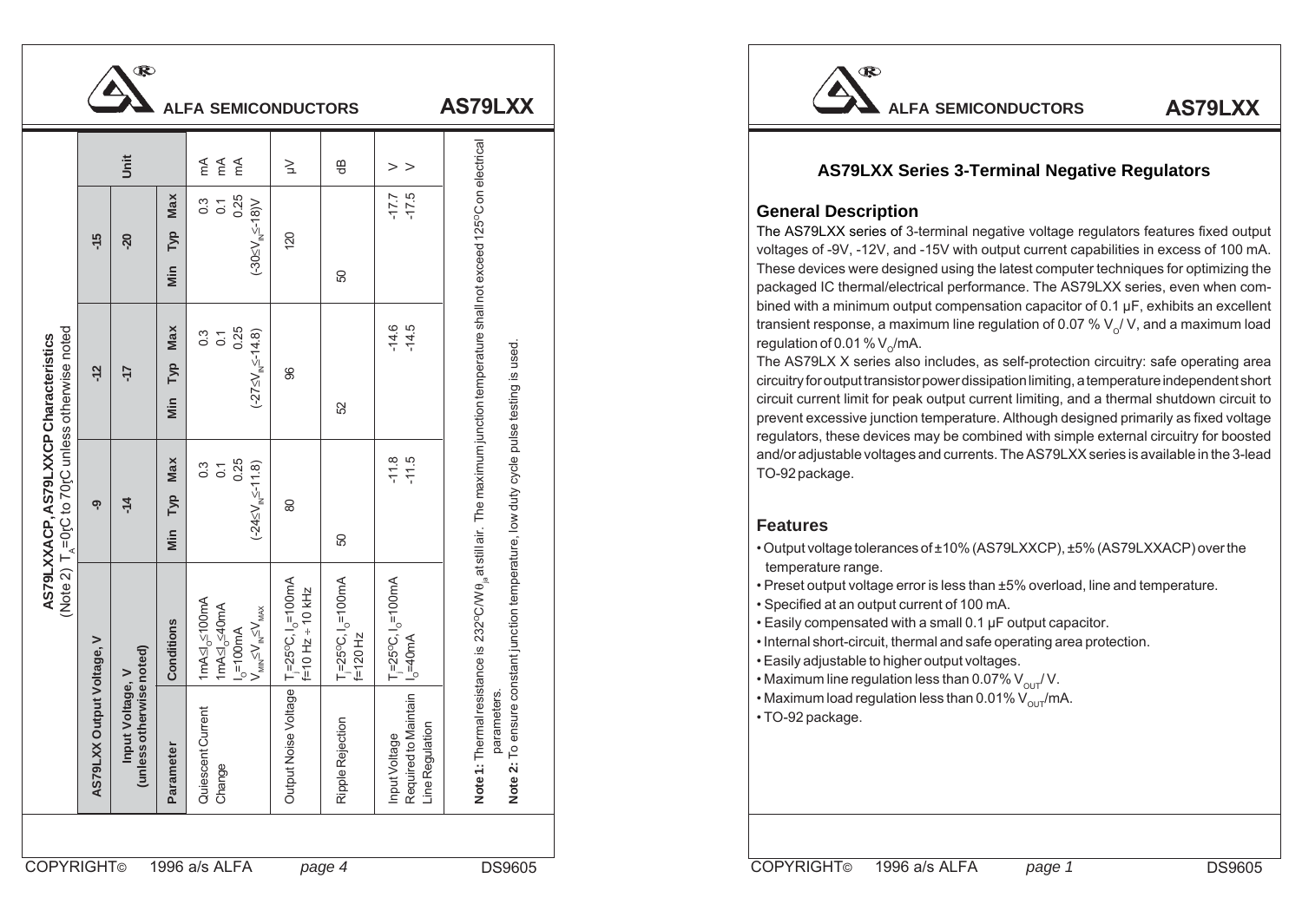## AS79LXXACP, AS79LXXCP Characteristics

(Note 2) $T_A$=0°C to 70°C unless otherwise noted

| AS79LXX Output Voltage, V | | -9 | | | -12 | | | -15 | | | Unit |
|---|---|---|---|---|---|---|---|---|---|---|---|
| Input Voltage, V (unless otherwise noted) | | -14 | | | -17 | | | -20 | | | |
| Parameter | Conditions | Min | Typ | Max | Min | Typ | Max | Min | Typ | Max | |
| Quiescent Current Change | 1mA≤$I_O$≤100mA<br>1mA≤$I_O$≤40mA<br>$I_O$=100mA<br>$V_{MIN}$≤$V_{IN}$≤$V_{MAX}$ | | | 0.3<br>0.1<br>0.25<br>(-24≤$V_{IN}$≤-11.8) | | | 0.3<br>0.1<br>0.25<br>(-27≤$V_{IN}$≤-14.8) | | | 0.3<br>0.1<br>0.25<br>(-30≤$V_{IN}$≤-18)V | mA<br>mA<br>mA |
| Output Noise Voltage | $T_j$=25°C, $I_O$=100mA<br>f=10 Hz ÷ 10 kHz | | 80 | | | 96 | | | 120 | | μV |
| Ripple Rejection | $T_j$=25°C, $I_O$=100mA<br>f=120 Hz | 50 | | | 52 | | | 50 | | | dB |
| Input Voltage Required to Maintain Line Regulation | $T_j$=25°C, $I_O$=100mA<br>$I_O$=40mA | | | -11.8<br>-11.5 | | | -14.6<br>-14.5 | | | -17.7<br>-17.5 | V<br>V |

**Note 1:** Thermal resistance is 232°C/W $\theta_{ja}$ at still air. The maximum junction temperature shall not exceed 125°C on electrical parameters.

**Note 2:** To ensure constant junction temperature, low duty cycle pulse testing is used.

## AS79LXX Series 3-Terminal Negative Regulators

### General Description

The AS79LXX series of 3-terminal negative voltage regulators features fixed output voltages of -9V, -12V, and -15V with output current capabilities in excess of 100 mA. These devices were designed using the latest computer techniques for optimizing the packaged IC thermal/electrical performance. The AS79LXX series, even when combined with a minimum output compensation capacitor of 0.1 μF, exhibits an excellent transient response, a maximum line regulation of 0.07 % $V_O$/ V, and a maximum load regulation of 0.01 % $V_O$/mA.

The AS79LX X series also includes, as self-protection circuitry: safe operating area circuitry for output transistor power dissipation limiting, a temperature independent short circuit current limit for peak output current limiting, and a thermal shutdown circuit to prevent excessive junction temperature. Although designed primarily as fixed voltage regulators, these devices may be combined with simple external circuitry for boosted and/or adjustable voltages and currents. The AS79LXX series is available in the 3-lead TO-92 package.

### Features

- Output voltage tolerances of ±10% (AS79LXXCP), ±5% (AS79LXXACP) over the temperature range.
- Preset output voltage error is less than ±5% overload, line and temperature.
- Specified at an output current of 100 mA.
- Easily compensated with a small 0.1 μF output capacitor.
- Internal short-circuit, thermal and safe operating area protection.
- Easily adjustable to higher output voltages.
- Maximum line regulation less than 0.07% $V_{OUT}$/ V.
- Maximum load regulation less than 0.01% $V_{OUT}$/mA.
- TO-92 package.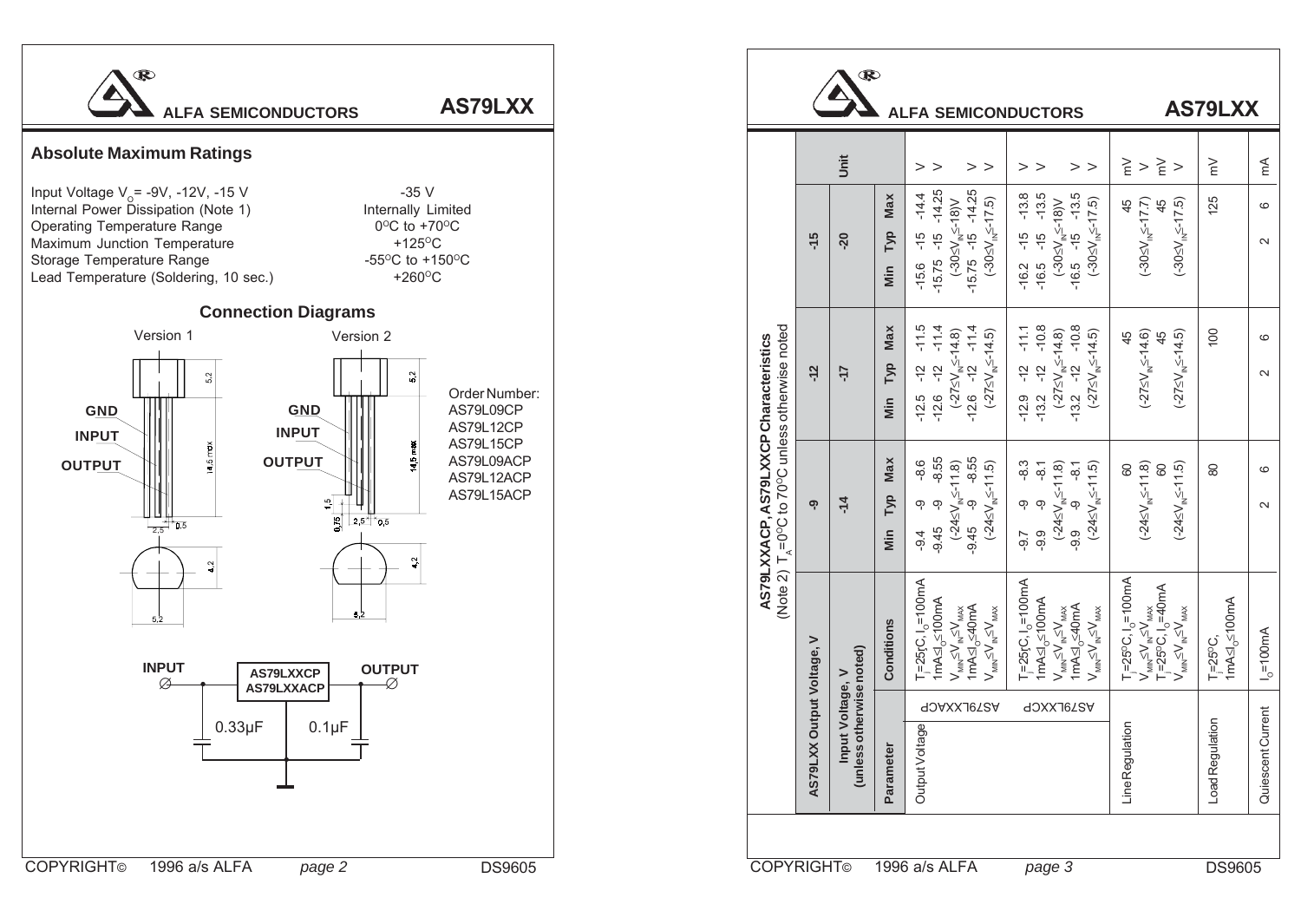# ALFA SEMICONDUCTORS AS79LXX

## Absolute Maximum Ratings

| | |
|---|---|
| Input Voltage $V_O$= -9V, -12V, -15 V | -35 V |
| Internal Power Dissipation (Note 1) | Internally Limited |
| Operating Temperature Range | 0°C to +70°C |
| Maximum Junction Temperature | +125°C |
| Storage Temperature Range | -55°C to +150°C |
| Lead Temperature (Soldering, 10 sec.) | +260°C |

## Connection Diagrams

Version 1

GND
INPUT
OUTPUT

5.2
14.5 max
2.5
0.5
4.2
5.2

Version 2

GND
INPUT
OUTPUT

5.2
14.5 max
1.5
0.75
2.5
0.5
4.2
5.2

Order Number:
AS79L09CP
AS79L12CP
AS79L15CP
AS79L09ACP
AS79L12ACP
AS79L15ACP

INPUT
AS79LXXCP
AS79LXXACP
OUTPUT
0.33µF
0.1µF

## AS79LXXACP, AS79LXXCP Characteristics

(Note 2) $T_A$=0°C to 70°C unless otherwise noted

| AS79LXX Output Voltage, V | | | -9 | | | -12 | | | -15 | | | Unit |
|---|---|---|---|---|---|---|---|---|---|---|---|---|
| Input Voltage, V (unless otherwise noted) | | | -14 | | | -17 | | | -20 | | | |
| Parameter | | Conditions | Min | Typ | Max | Min | Typ | Max | Min | Typ | Max | |
| Output Voltage | AS79LXXACP | $T_j$=25°C, $I_O$=100mA | -9.4 | -9 | -8.6 | -12.5 | -12 | -11.5 | -15.6 | -15 | -14.4 | V |
| | | 1mA≤$I_O$≤100mA, $V_{MIN}$≤$V_{IN}$≤$V_{MAX}$ | -9.45 | -9 | -8.55 | -12.6 | -12 | -11.4 | -15.75 | -15 | -14.25 | V |
| | | | (-24≤$V_{IN}$≤-11.8) | | | (-27≤$V_{IN}$≤-14.8) | | | (-30≤$V_{IN}$≤-18)V | | | |
| | | 1mA≤$I_O$≤40mA, $V_{MIN}$≤$V_{IN}$≤$V_{MAX}$ | -9.45 | -9 | -8.55 | -12.6 | -12 | -11.4 | -15.75 | -15 | -14.25 | V |
| | | | (-24≤$V_{IN}$≤-11.5) | | | (-27≤$V_{IN}$≤-14.5) | | | (-30≤$V_{IN}$≤-17.5) | | | V |
| | AS79LXXCP | $T_j$=25°C, $I_O$=100mA | -9.7 | -9 | -8.3 | -12.9 | -12 | -11.1 | -16.2 | -15 | -13.8 | V |
| | | 1mA≤$I_O$≤100mA, $V_{MIN}$≤$V_{IN}$≤$V_{MAX}$ | -9.9 | -9 | -8.1 | -13.2 | -12 | -10.8 | -16.5 | -15 | -13.5 | V |
| | | | (-24≤$V_{IN}$≤-11.8) | | | (-27≤$V_{IN}$≤-14.8) | | | (-30≤$V_{IN}$≤-18)V | | | |
| | | 1mA≤$I_O$≤40mA, $V_{MIN}$≤$V_{IN}$≤$V_{MAX}$ | -9.9 | -9 | -8.1 | -13.2 | -12 | -10.8 | -16.5 | -15 | -13.5 | V |
| | | | (-24≤$V_{IN}$≤-11.5) | | | (-27≤$V_{IN}$≤-14.5) | | | (-30≤$V_{IN}$≤-17.5) | | | V |
| Line Regulation | | $T_j$=25°C, $I_O$=100mA, $V_{MIN}$≤$V_{IN}$≤$V_{MAX}$ | | | 60 | | | 45 | | | 45 | mV |
| | | | (-24≤$V_{IN}$≤-11.8) | | | (-27≤$V_{IN}$≤-14.6) | | | (-30≤$V_{IN}$≤-17.7) | | | V |
| | | $T_j$=25°C, $I_O$=40mA, $V_{MIN}$≤$V_{IN}$≤$V_{MAX}$ | | | 45 | | | 60 | | | 45 | mV |
| | | | (-24≤$V_{IN}$≤-11.5) | | | (-27≤$V_{IN}$≤-14.5) | | | (-30≤$V_{IN}$≤-17.5) | | | V |
| Load Regulation | | $T_j$=25°C, 1mA≤$I_O$≤100mA | | | 80 | | | 100 | | | 125 | mV |
| Quiescent Current | | $I_O$=100mA | | 2 | 6 | | 2 | 6 | | 2 | 6 | mA |